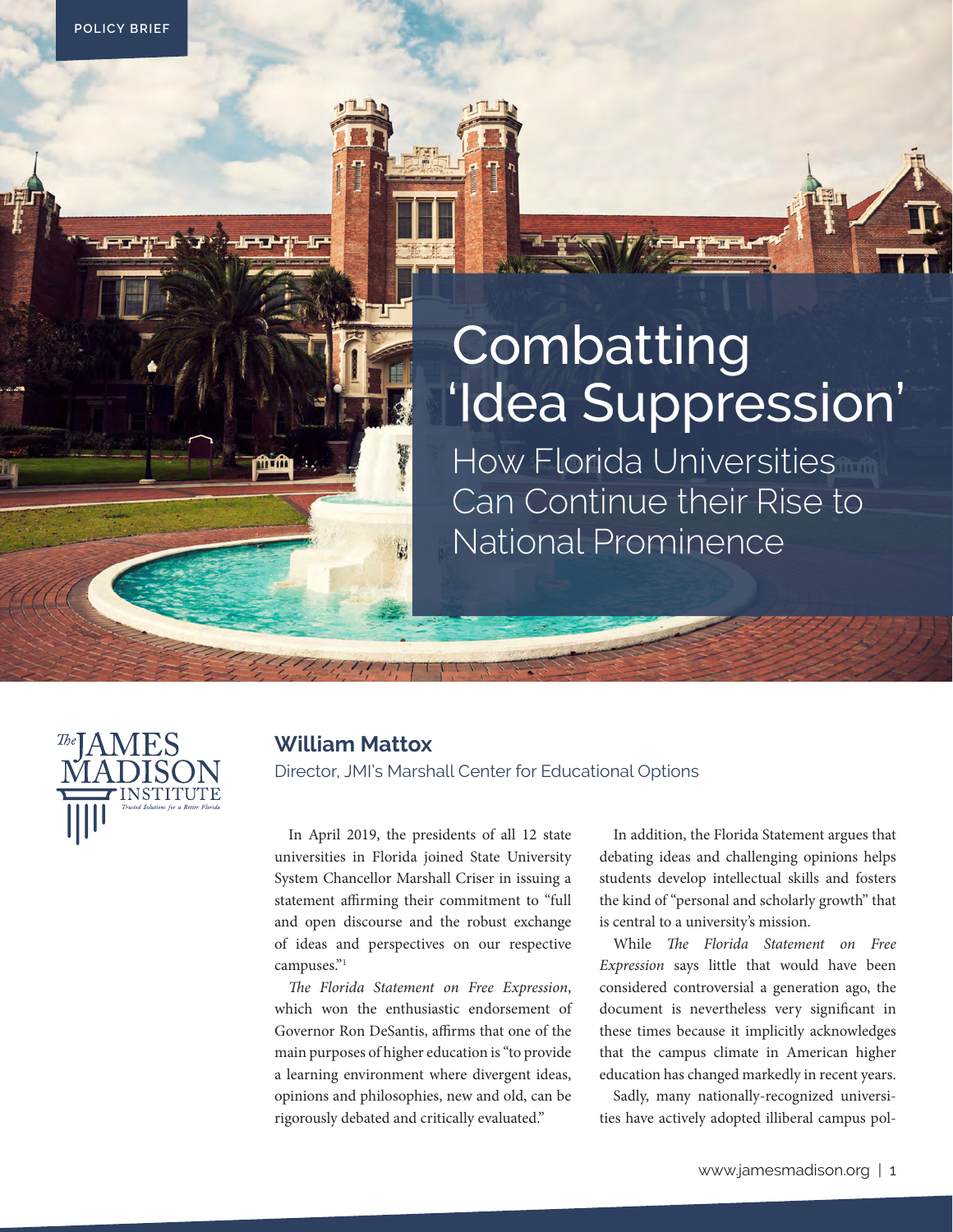POLICY BRIEF

# Combatting 'Idea Suppression'

## How Florida Universities Can Continue their Rise to National Prominence

**William Mattox**

Director, JMI's Marshall Center for Educational Options

In April 2019, the presidents of all 12 state universities in Florida joined State University System Chancellor Marshall Criser in issuing a statement affirming their commitment to "full and open discourse and the robust exchange of ideas and perspectives on our respective campuses."[1]

*The Florida Statement on Free Expression*, which won the enthusiastic endorsement of Governor Ron DeSantis, affirms that one of the main purposes of higher education is "to provide a learning environment where divergent ideas, opinions and philosophies, new and old, can be rigorously debated and critically evaluated."

In addition, the Florida Statement argues that debating ideas and challenging opinions helps students develop intellectual skills and fosters the kind of "personal and scholarly growth" that is central to a university's mission.

While *The Florida Statement on Free Expression* says little that would have been considered controversial a generation ago, the document is nevertheless very significant in these times because it implicitly acknowledges that the campus climate in American higher education has changed markedly in recent years.

Sadly, many nationally-recognized universities have actively adopted illiberal campus pol-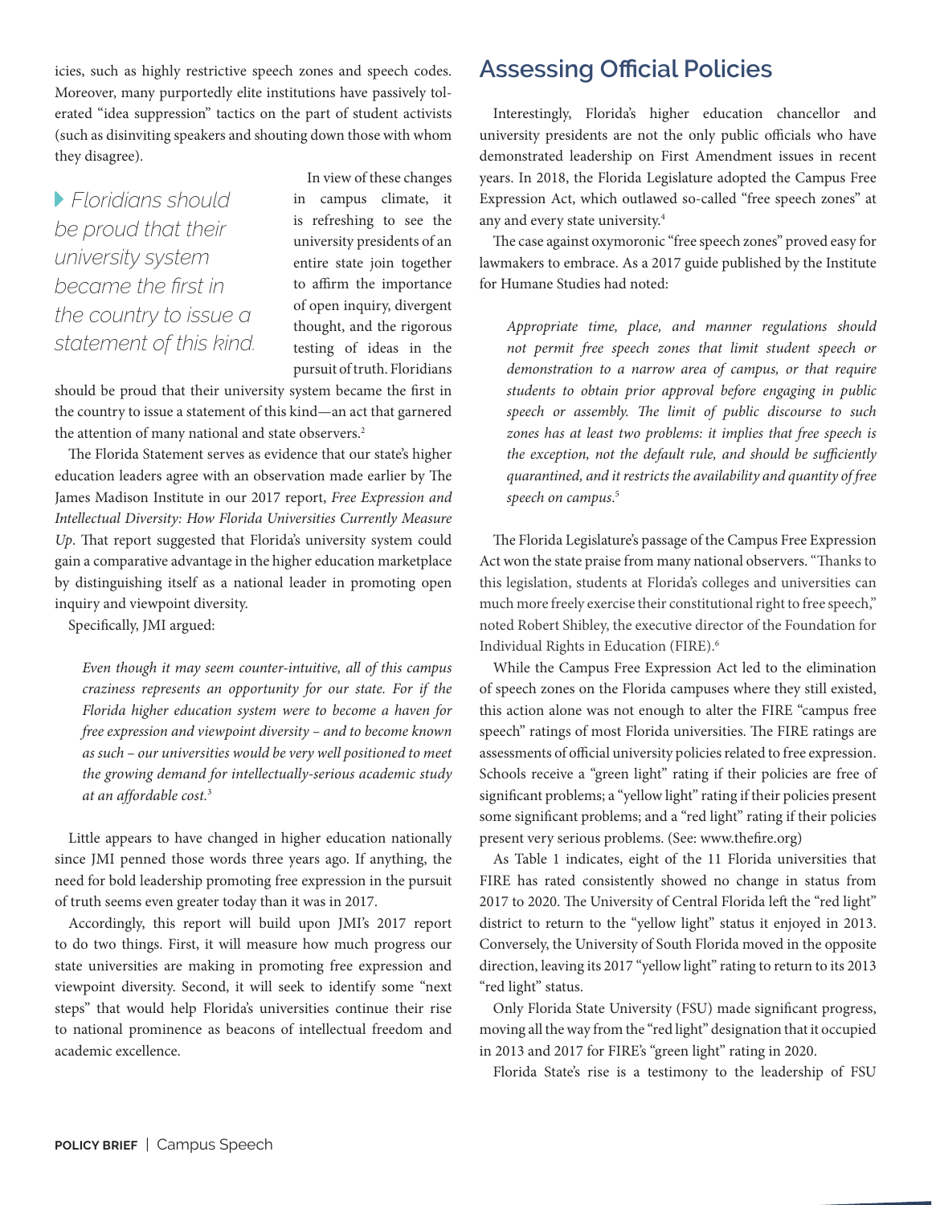icies, such as highly restrictive speech zones and speech codes. Moreover, many purportedly elite institutions have passively tolerated "idea suppression" tactics on the part of student activists (such as disinviting speakers and shouting down those with whom they disagree).

> *Floridians should be proud that their university system became the first in the country to issue a statement of this kind.*

In view of these changes in campus climate, it is refreshing to see the university presidents of an entire state join together to affirm the importance of open inquiry, divergent thought, and the rigorous testing of ideas in the pursuit of truth. Floridians should be proud that their university system became the first in the country to issue a statement of this kind—an act that garnered the attention of many national and state observers.[2]

The Florida Statement serves as evidence that our state's higher education leaders agree with an observation made earlier by The James Madison Institute in our 2017 report, *Free Expression and Intellectual Diversity: How Florida Universities Currently Measure Up*. That report suggested that Florida's university system could gain a comparative advantage in the higher education marketplace by distinguishing itself as a national leader in promoting open inquiry and viewpoint diversity.

Specifically, JMI argued:

> *Even though it may seem counter-intuitive, all of this campus craziness represents an opportunity for our state. For if the Florida higher education system were to become a haven for free expression and viewpoint diversity – and to become known as such – our universities would be very well positioned to meet the growing demand for intellectually-serious academic study at an affordable cost.*[3]

Little appears to have changed in higher education nationally since JMI penned those words three years ago. If anything, the need for bold leadership promoting free expression in the pursuit of truth seems even greater today than it was in 2017.

Accordingly, this report will build upon JMI's 2017 report to do two things. First, it will measure how much progress our state universities are making in promoting free expression and viewpoint diversity. Second, it will seek to identify some "next steps" that would help Florida's universities continue their rise to national prominence as beacons of intellectual freedom and academic excellence.

## Assessing Official Policies

Interestingly, Florida's higher education chancellor and university presidents are not the only public officials who have demonstrated leadership on First Amendment issues in recent years. In 2018, the Florida Legislature adopted the Campus Free Expression Act, which outlawed so-called "free speech zones" at any and every state university.[4]

The case against oxymoronic "free speech zones" proved easy for lawmakers to embrace. As a 2017 guide published by the Institute for Humane Studies had noted:

> *Appropriate time, place, and manner regulations should not permit free speech zones that limit student speech or demonstration to a narrow area of campus, or that require students to obtain prior approval before engaging in public speech or assembly. The limit of public discourse to such zones has at least two problems: it implies that free speech is the exception, not the default rule, and should be sufficiently quarantined, and it restricts the availability and quantity of free speech on campus.*[5]

The Florida Legislature's passage of the Campus Free Expression Act won the state praise from many national observers. "Thanks to this legislation, students at Florida's colleges and universities can much more freely exercise their constitutional right to free speech," noted Robert Shibley, the executive director of the Foundation for Individual Rights in Education (FIRE).[6]

While the Campus Free Expression Act led to the elimination of speech zones on the Florida campuses where they still existed, this action alone was not enough to alter the FIRE "campus free speech" ratings of most Florida universities. The FIRE ratings are assessments of official university policies related to free expression. Schools receive a "green light" rating if their policies are free of significant problems; a "yellow light" rating if their policies present some significant problems; and a "red light" rating if their policies present very serious problems. (See: www.thefire.org)

As Table 1 indicates, eight of the 11 Florida universities that FIRE has rated consistently showed no change in status from 2017 to 2020. The University of Central Florida left the "red light" district to return to the "yellow light" status it enjoyed in 2013. Conversely, the University of South Florida moved in the opposite direction, leaving its 2017 "yellow light" rating to return to its 2013 "red light" status.

Only Florida State University (FSU) made significant progress, moving all the way from the "red light" designation that it occupied in 2013 and 2017 for FIRE's "green light" rating in 2020.

Florida State's rise is a testimony to the leadership of FSU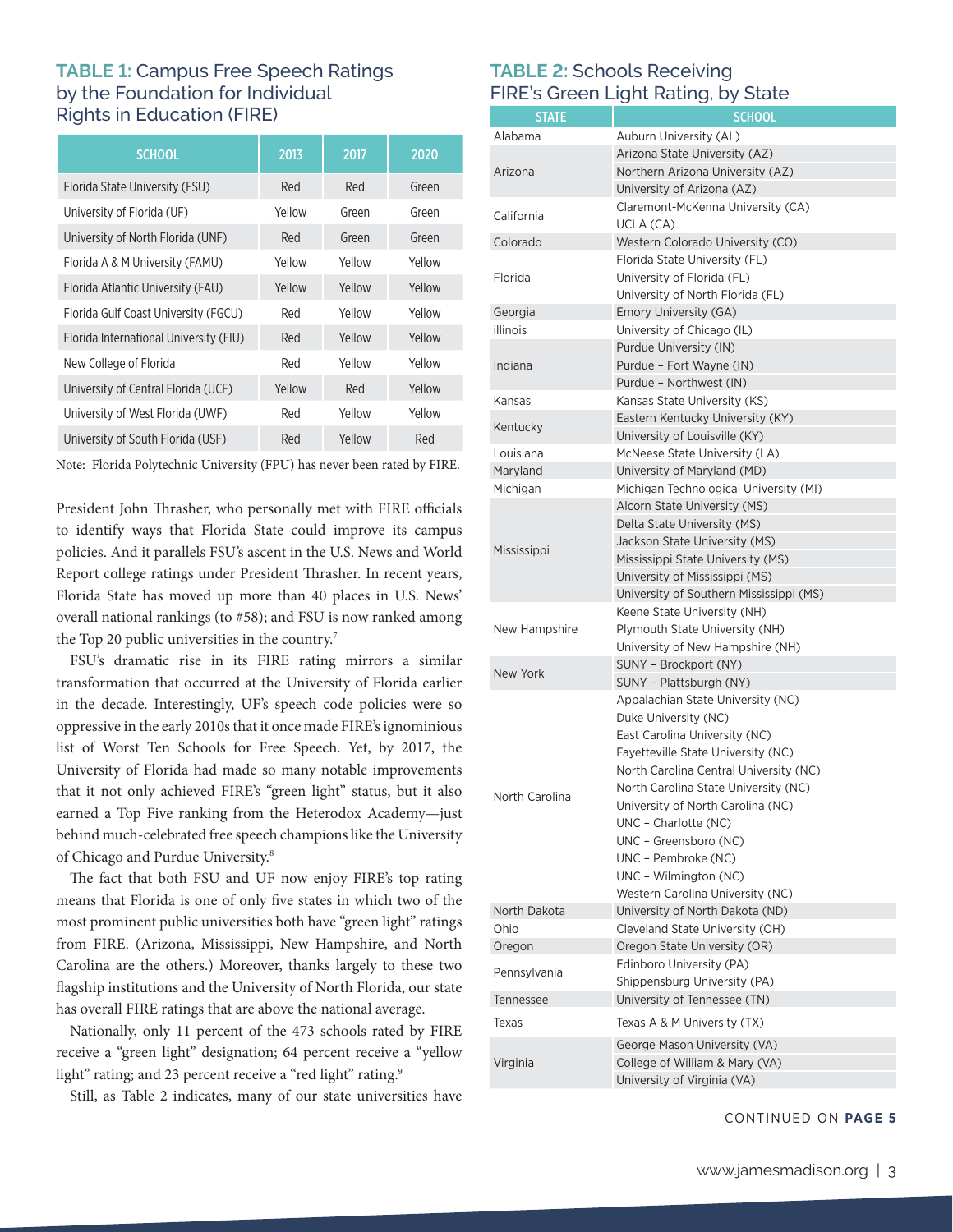## TABLE 1: Campus Free Speech Ratings by the Foundation for Individual Rights in Education (FIRE)

| SCHOOL | 2013 | 2017 | 2020 |
|---|---|---|---|
| Florida State University (FSU) | Red | Red | Green |
| University of Florida (UF) | Yellow | Green | Green |
| University of North Florida (UNF) | Red | Green | Green |
| Florida A & M University (FAMU) | Yellow | Yellow | Yellow |
| Florida Atlantic University (FAU) | Yellow | Yellow | Yellow |
| Florida Gulf Coast University (FGCU) | Red | Yellow | Yellow |
| Florida International University (FIU) | Red | Yellow | Yellow |
| New College of Florida | Red | Yellow | Yellow |
| University of Central Florida (UCF) | Yellow | Red | Yellow |
| University of West Florida (UWF) | Red | Yellow | Yellow |
| University of South Florida (USF) | Red | Yellow | Red |

Note: Florida Polytechnic University (FPU) has never been rated by FIRE.

President John Thrasher, who personally met with FIRE officials to identify ways that Florida State could improve its campus policies. And it parallels FSU's ascent in the U.S. News and World Report college ratings under President Thrasher. In recent years, Florida State has moved up more than 40 places in U.S. News' overall national rankings (to #58); and FSU is now ranked among the Top 20 public universities in the country.[7]

FSU's dramatic rise in its FIRE rating mirrors a similar transformation that occurred at the University of Florida earlier in the decade. Interestingly, UF's speech code policies were so oppressive in the early 2010s that it once made FIRE's ignominious list of Worst Ten Schools for Free Speech. Yet, by 2017, the University of Florida had made so many notable improvements that it not only achieved FIRE's "green light" status, but it also earned a Top Five ranking from the Heterodox Academy—just behind much-celebrated free speech champions like the University of Chicago and Purdue University.[8]

The fact that both FSU and UF now enjoy FIRE's top rating means that Florida is one of only five states in which two of the most prominent public universities both have "green light" ratings from FIRE. (Arizona, Mississippi, New Hampshire, and North Carolina are the others.) Moreover, thanks largely to these two flagship institutions and the University of North Florida, our state has overall FIRE ratings that are above the national average.

Nationally, only 11 percent of the 473 schools rated by FIRE receive a "green light" designation; 64 percent receive a "yellow light" rating; and 23 percent receive a "red light" rating.[9]

Still, as Table 2 indicates, many of our state universities have

## TABLE 2: Schools Receiving FIRE's Green Light Rating, by State

| STATE | SCHOOL |
|---|---|
| Alabama | Auburn University (AL) |
| Arizona | Arizona State University (AZ) |
| | Northern Arizona University (AZ) |
| | University of Arizona (AZ) |
| California | Claremont-McKenna University (CA) |
| | UCLA (CA) |
| Colorado | Western Colorado University (CO) |
| Florida | Florida State University (FL) |
| | University of Florida (FL) |
| | University of North Florida (FL) |
| Georgia | Emory University (GA) |
| illinois | University of Chicago (IL) |
| Indiana | Purdue University (IN) |
| | Purdue – Fort Wayne (IN) |
| | Purdue – Northwest (IN) |
| Kansas | Kansas State University (KS) |
| Kentucky | Eastern Kentucky University (KY) |
| | University of Louisville (KY) |
| Louisiana | McNeese State University (LA) |
| Maryland | University of Maryland (MD) |
| Michigan | Michigan Technological University (MI) |
| Mississippi | Alcorn State University (MS) |
| | Delta State University (MS) |
| | Jackson State University (MS) |
| | Mississippi State University (MS) |
| | University of Mississippi (MS) |
| | University of Southern Mississippi (MS) |
| New Hampshire | Keene State University (NH) |
| | Plymouth State University (NH) |
| | University of New Hampshire (NH) |
| New York | SUNY – Brockport (NY) |
| | SUNY – Plattsburgh (NY) |
| North Carolina | Appalachian State University (NC) |
| | Duke University (NC) |
| | East Carolina University (NC) |
| | Fayetteville State University (NC) |
| | North Carolina Central University (NC) |
| | North Carolina State University (NC) |
| | University of North Carolina (NC) |
| | UNC – Charlotte (NC) |
| | UNC – Greensboro (NC) |
| | UNC – Pembroke (NC) |
| | UNC – Wilmington (NC) |
| | Western Carolina University (NC) |
| North Dakota | University of North Dakota (ND) |
| Ohio | Cleveland State University (OH) |
| Oregon | Oregon State University (OR) |
| Pennsylvania | Edinboro University (PA) |
| | Shippensburg University (PA) |
| Tennessee | University of Tennessee (TN) |
| Texas | Texas A & M University (TX) |
| Virginia | George Mason University (VA) |
| | College of William & Mary (VA) |
| | University of Virginia (VA) |

CONTINUED ON **PAGE 5**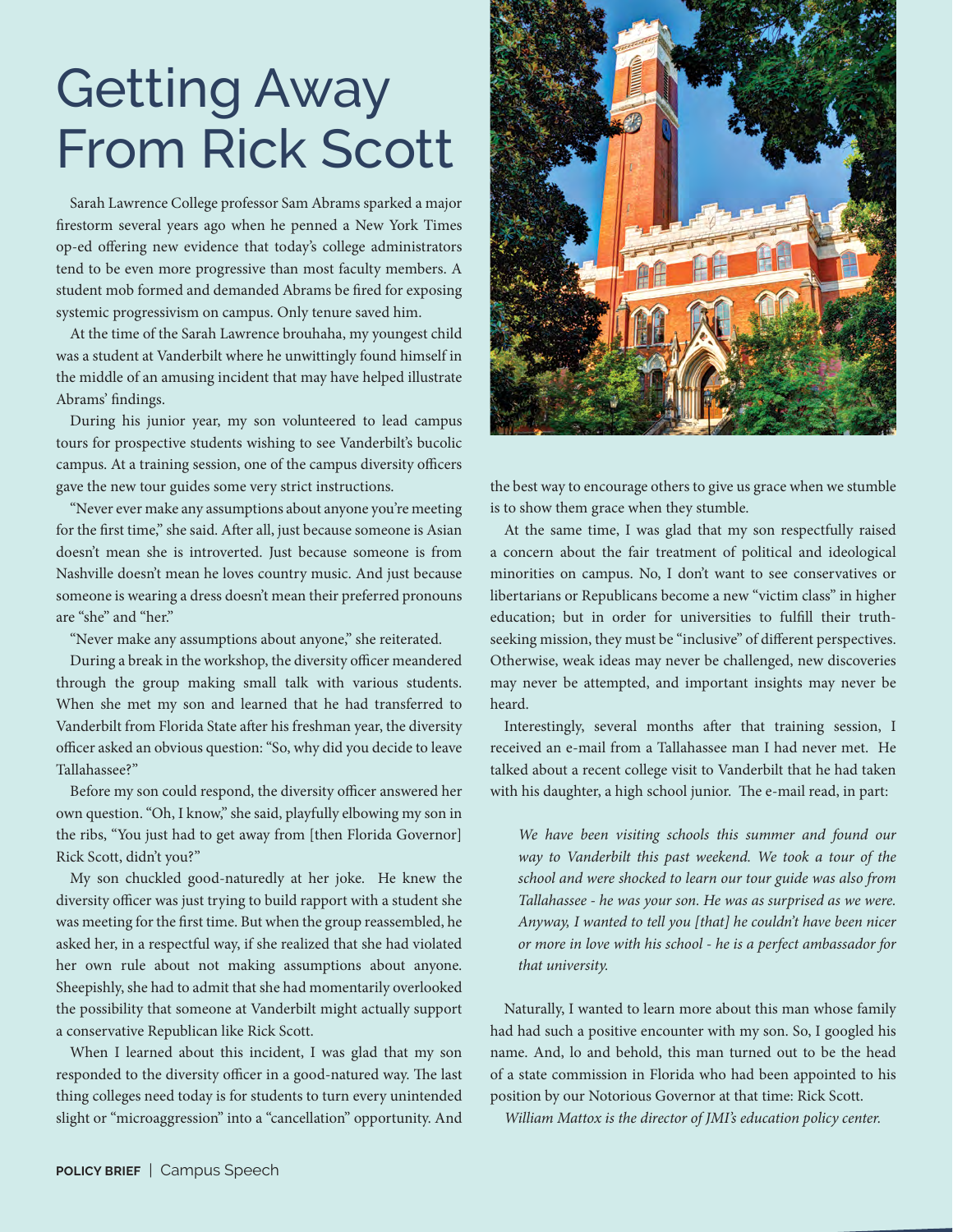# Getting Away From Rick Scott

Sarah Lawrence College professor Sam Abrams sparked a major firestorm several years ago when he penned a New York Times op-ed offering new evidence that today's college administrators tend to be even more progressive than most faculty members. A student mob formed and demanded Abrams be fired for exposing systemic progressivism on campus. Only tenure saved him.

At the time of the Sarah Lawrence brouhaha, my youngest child was a student at Vanderbilt where he unwittingly found himself in the middle of an amusing incident that may have helped illustrate Abrams' findings.

During his junior year, my son volunteered to lead campus tours for prospective students wishing to see Vanderbilt's bucolic campus. At a training session, one of the campus diversity officers gave the new tour guides some very strict instructions.

"Never ever make any assumptions about anyone you're meeting for the first time," she said. After all, just because someone is Asian doesn't mean she is introverted. Just because someone is from Nashville doesn't mean he loves country music. And just because someone is wearing a dress doesn't mean their preferred pronouns are "she" and "her."

"Never make any assumptions about anyone," she reiterated.

During a break in the workshop, the diversity officer meandered through the group making small talk with various students. When she met my son and learned that he had transferred to Vanderbilt from Florida State after his freshman year, the diversity officer asked an obvious question: "So, why did you decide to leave Tallahassee?"

Before my son could respond, the diversity officer answered her own question. "Oh, I know," she said, playfully elbowing my son in the ribs, "You just had to get away from [then Florida Governor] Rick Scott, didn't you?"

My son chuckled good-naturedly at her joke. He knew the diversity officer was just trying to build rapport with a student she was meeting for the first time. But when the group reassembled, he asked her, in a respectful way, if she realized that she had violated her own rule about not making assumptions about anyone. Sheepishly, she had to admit that she had momentarily overlooked the possibility that someone at Vanderbilt might actually support a conservative Republican like Rick Scott.

When I learned about this incident, I was glad that my son responded to the diversity officer in a good-natured way. The last thing colleges need today is for students to turn every unintended slight or "microaggression" into a "cancellation" opportunity. And the best way to encourage others to give us grace when we stumble is to show them grace when they stumble.

At the same time, I was glad that my son respectfully raised a concern about the fair treatment of political and ideological minorities on campus. No, I don't want to see conservatives or libertarians or Republicans become a new "victim class" in higher education; but in order for universities to fulfill their truth-seeking mission, they must be "inclusive" of different perspectives. Otherwise, weak ideas may never be challenged, new discoveries may never be attempted, and important insights may never be heard.

Interestingly, several months after that training session, I received an e-mail from a Tallahassee man I had never met. He talked about a recent college visit to Vanderbilt that he had taken with his daughter, a high school junior. The e-mail read, in part:

> *We have been visiting schools this summer and found our way to Vanderbilt this past weekend. We took a tour of the school and were shocked to learn our tour guide was also from Tallahassee - he was your son. He was as surprised as we were. Anyway, I wanted to tell you [that] he couldn't have been nicer or more in love with his school - he is a perfect ambassador for that university.*

Naturally, I wanted to learn more about this man whose family had had such a positive encounter with my son. So, I googled his name. And, lo and behold, this man turned out to be the head of a state commission in Florida who had been appointed to his position by our Notorious Governor at that time: Rick Scott.

*William Mattox is the director of JMI's education policy center.*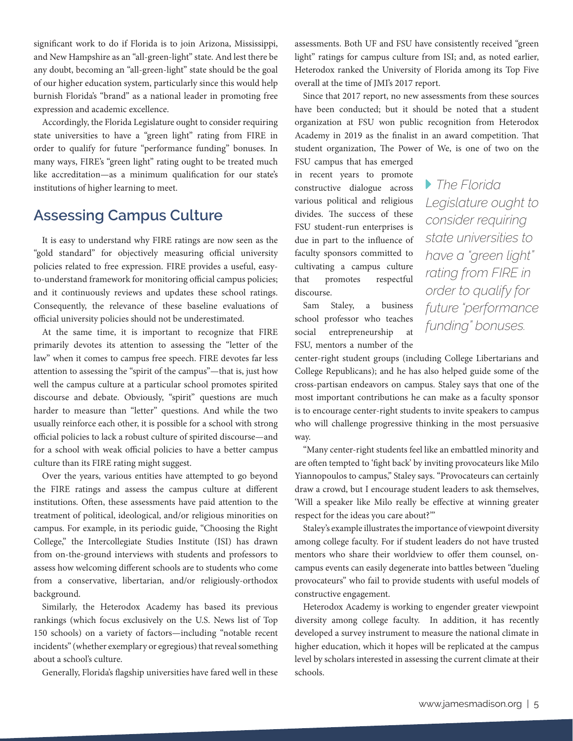significant work to do if Florida is to join Arizona, Mississippi, and New Hampshire as an "all-green-light" state. And lest there be any doubt, becoming an "all-green-light" state should be the goal of our higher education system, particularly since this would help burnish Florida's "brand" as a national leader in promoting free expression and academic excellence.

Accordingly, the Florida Legislature ought to consider requiring state universities to have a "green light" rating from FIRE in order to qualify for future "performance funding" bonuses. In many ways, FIRE's "green light" rating ought to be treated much like accreditation—as a minimum qualification for our state's institutions of higher learning to meet.

## Assessing Campus Culture

It is easy to understand why FIRE ratings are now seen as the "gold standard" for objectively measuring official university policies related to free expression. FIRE provides a useful, easy-to-understand framework for monitoring official campus policies; and it continuously reviews and updates these school ratings. Consequently, the relevance of these baseline evaluations of official university policies should not be underestimated.

At the same time, it is important to recognize that FIRE primarily devotes its attention to assessing the "letter of the law" when it comes to campus free speech. FIRE devotes far less attention to assessing the "spirit of the campus"—that is, just how well the campus culture at a particular school promotes spirited discourse and debate. Obviously, "spirit" questions are much harder to measure than "letter" questions. And while the two usually reinforce each other, it is possible for a school with strong official policies to lack a robust culture of spirited discourse—and for a school with weak official policies to have a better campus culture than its FIRE rating might suggest.

Over the years, various entities have attempted to go beyond the FIRE ratings and assess the campus culture at different institutions. Often, these assessments have paid attention to the treatment of political, ideological, and/or religious minorities on campus. For example, in its periodic guide, "Choosing the Right College," the Intercollegiate Studies Institute (ISI) has drawn from on-the-ground interviews with students and professors to assess how welcoming different schools are to students who come from a conservative, libertarian, and/or religiously-orthodox background.

Similarly, the Heterodox Academy has based its previous rankings (which focus exclusively on the U.S. News list of Top 150 schools) on a variety of factors—including "notable recent incidents" (whether exemplary or egregious) that reveal something about a school's culture.

Generally, Florida's flagship universities have fared well in these assessments. Both UF and FSU have consistently received "green light" ratings for campus culture from ISI; and, as noted earlier, Heterodox ranked the University of Florida among its Top Five overall at the time of JMI's 2017 report.

Since that 2017 report, no new assessments from these sources have been conducted; but it should be noted that a student organization at FSU won public recognition from Heterodox Academy in 2019 as the finalist in an award competition. That student organization, The Power of We, is one of two on the FSU campus that has emerged in recent years to promote constructive dialogue across various political and religious divides. The success of these FSU student-run enterprises is due in part to the influence of faculty sponsors committed to cultivating a campus culture that promotes respectful discourse.

> *The Florida Legislature ought to consider requiring state universities to have a "green light" rating from FIRE in order to qualify for future "performance funding" bonuses.*

Sam Staley, a business school professor who teaches social entrepreneurship at FSU, mentors a number of the center-right student groups (including College Libertarians and College Republicans); and he has also helped guide some of the cross-partisan endeavors on campus. Staley says that one of the most important contributions he can make as a faculty sponsor is to encourage center-right students to invite speakers to campus who will challenge progressive thinking in the most persuasive way.

"Many center-right students feel like an embattled minority and are often tempted to 'fight back' by inviting provocateurs like Milo Yiannopoulos to campus," Staley says. "Provocateurs can certainly draw a crowd, but I encourage student leaders to ask themselves, 'Will a speaker like Milo really be effective at winning greater respect for the ideas you care about?'"

Staley's example illustrates the importance of viewpoint diversity among college faculty. For if student leaders do not have trusted mentors who share their worldview to offer them counsel, on-campus events can easily degenerate into battles between "dueling provocateurs" who fail to provide students with useful models of constructive engagement.

Heterodox Academy is working to engender greater viewpoint diversity among college faculty. In addition, it has recently developed a survey instrument to measure the national climate in higher education, which it hopes will be replicated at the campus level by scholars interested in assessing the current climate at their schools.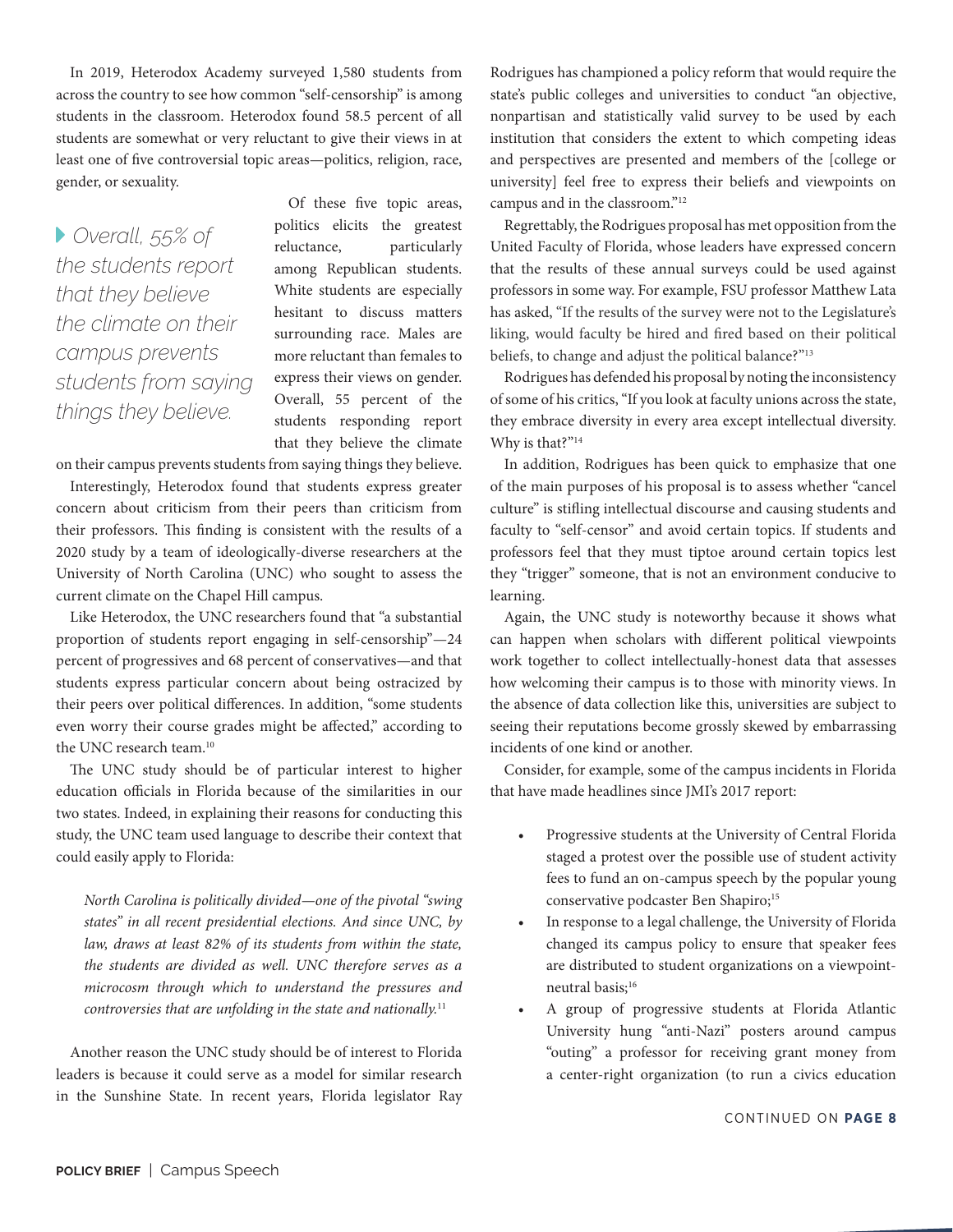In 2019, Heterodox Academy surveyed 1,580 students from across the country to see how common "self-censorship" is among students in the classroom. Heterodox found 58.5 percent of all students are somewhat or very reluctant to give their views in at least one of five controversial topic areas—politics, religion, race, gender, or sexuality.

> *Overall, 55% of the students report that they believe the climate on their campus prevents students from saying things they believe.*

Of these five topic areas, politics elicits the greatest reluctance, particularly among Republican students. White students are especially hesitant to discuss matters surrounding race. Males are more reluctant than females to express their views on gender. Overall, 55 percent of the students responding report that they believe the climate on their campus prevents students from saying things they believe.

Interestingly, Heterodox found that students express greater concern about criticism from their peers than criticism from their professors. This finding is consistent with the results of a 2020 study by a team of ideologically-diverse researchers at the University of North Carolina (UNC) who sought to assess the current climate on the Chapel Hill campus.

Like Heterodox, the UNC researchers found that "a substantial proportion of students report engaging in self-censorship"—24 percent of progressives and 68 percent of conservatives—and that students express particular concern about being ostracized by their peers over political differences. In addition, "some students even worry their course grades might be affected," according to the UNC research team.[10]

The UNC study should be of particular interest to higher education officials in Florida because of the similarities in our two states. Indeed, in explaining their reasons for conducting this study, the UNC team used language to describe their context that could easily apply to Florida:

> *North Carolina is politically divided—one of the pivotal "swing states" in all recent presidential elections. And since UNC, by law, draws at least 82% of its students from within the state, the students are divided as well. UNC therefore serves as a microcosm through which to understand the pressures and controversies that are unfolding in the state and nationally.*[11]

Another reason the UNC study should be of interest to Florida leaders is because it could serve as a model for similar research in the Sunshine State. In recent years, Florida legislator Ray Rodrigues has championed a policy reform that would require the state's public colleges and universities to conduct "an objective, nonpartisan and statistically valid survey to be used by each institution that considers the extent to which competing ideas and perspectives are presented and members of the [college or university] feel free to express their beliefs and viewpoints on campus and in the classroom."[12]

Regrettably, the Rodrigues proposal has met opposition from the United Faculty of Florida, whose leaders have expressed concern that the results of these annual surveys could be used against professors in some way. For example, FSU professor Matthew Lata has asked, "If the results of the survey were not to the Legislature's liking, would faculty be hired and fired based on their political beliefs, to change and adjust the political balance?"[13]

Rodrigues has defended his proposal by noting the inconsistency of some of his critics, "If you look at faculty unions across the state, they embrace diversity in every area except intellectual diversity. Why is that?"[14]

In addition, Rodrigues has been quick to emphasize that one of the main purposes of his proposal is to assess whether "cancel culture" is stifling intellectual discourse and causing students and faculty to "self-censor" and avoid certain topics. If students and professors feel that they must tiptoe around certain topics lest they "trigger" someone, that is not an environment conducive to learning.

Again, the UNC study is noteworthy because it shows what can happen when scholars with different political viewpoints work together to collect intellectually-honest data that assesses how welcoming their campus is to those with minority views. In the absence of data collection like this, universities are subject to seeing their reputations become grossly skewed by embarrassing incidents of one kind or another.

Consider, for example, some of the campus incidents in Florida that have made headlines since JMI's 2017 report:

- Progressive students at the University of Central Florida staged a protest over the possible use of student activity fees to fund an on-campus speech by the popular young conservative podcaster Ben Shapiro;[15]
- In response to a legal challenge, the University of Florida changed its campus policy to ensure that speaker fees are distributed to student organizations on a viewpoint-neutral basis;[16]
- A group of progressive students at Florida Atlantic University hung "anti-Nazi" posters around campus "outing" a professor for receiving grant money from a center-right organization (to run a civics education

CONTINUED ON **PAGE 8**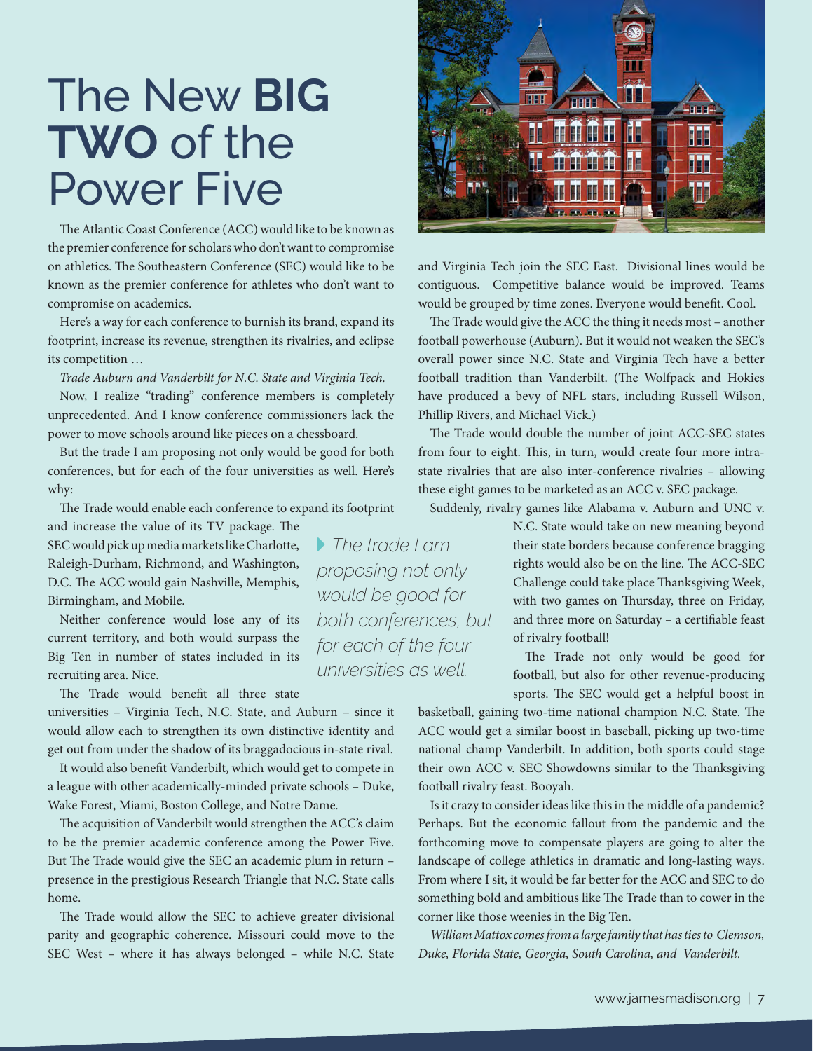# The New **BIG TWO** of the Power Five

The Atlantic Coast Conference (ACC) would like to be known as the premier conference for scholars who don't want to compromise on athletics. The Southeastern Conference (SEC) would like to be known as the premier conference for athletes who don't want to compromise on academics.

Here's a way for each conference to burnish its brand, expand its footprint, increase its revenue, strengthen its rivalries, and eclipse its competition …

*Trade Auburn and Vanderbilt for N.C. State and Virginia Tech.*

Now, I realize "trading" conference members is completely unprecedented. And I know conference commissioners lack the power to move schools around like pieces on a chessboard.

But the trade I am proposing not only would be good for both conferences, but for each of the four universities as well. Here's why:

The Trade would enable each conference to expand its footprint and increase the value of its TV package. The SEC would pick up media markets like Charlotte, Raleigh-Durham, Richmond, and Washington, D.C. The ACC would gain Nashville, Memphis, Birmingham, and Mobile.

Neither conference would lose any of its current territory, and both would surpass the Big Ten in number of states included in its recruiting area. Nice.

> *The trade I am proposing not only would be good for both conferences, but for each of the four universities as well.*

The Trade would benefit all three state universities – Virginia Tech, N.C. State, and Auburn – since it would allow each to strengthen its own distinctive identity and get out from under the shadow of its braggadocious in-state rival.

It would also benefit Vanderbilt, which would get to compete in a league with other academically-minded private schools – Duke, Wake Forest, Miami, Boston College, and Notre Dame.

The acquisition of Vanderbilt would strengthen the ACC's claim to be the premier academic conference among the Power Five. But The Trade would give the SEC an academic plum in return – presence in the prestigious Research Triangle that N.C. State calls home.

The Trade would allow the SEC to achieve greater divisional parity and geographic coherence. Missouri could move to the SEC West – where it has always belonged – while N.C. State and Virginia Tech join the SEC East. Divisional lines would be contiguous. Competitive balance would be improved. Teams would be grouped by time zones. Everyone would benefit. Cool.

The Trade would give the ACC the thing it needs most – another football powerhouse (Auburn). But it would not weaken the SEC's overall power since N.C. State and Virginia Tech have a better football tradition than Vanderbilt. (The Wolfpack and Hokies have produced a bevy of NFL stars, including Russell Wilson, Phillip Rivers, and Michael Vick.)

The Trade would double the number of joint ACC-SEC states from four to eight. This, in turn, would create four more intra-state rivalries that are also inter-conference rivalries – allowing these eight games to be marketed as an ACC v. SEC package.

Suddenly, rivalry games like Alabama v. Auburn and UNC v. N.C. State would take on new meaning beyond their state borders because conference bragging rights would also be on the line. The ACC-SEC Challenge could take place Thanksgiving Week, with two games on Thursday, three on Friday, and three more on Saturday – a certifiable feast of rivalry football!

The Trade not only would be good for football, but also for other revenue-producing sports. The SEC would get a helpful boost in basketball, gaining two-time national champion N.C. State. The ACC would get a similar boost in baseball, picking up two-time national champ Vanderbilt. In addition, both sports could stage their own ACC v. SEC Showdowns similar to the Thanksgiving football rivalry feast. Booyah.

Is it crazy to consider ideas like this in the middle of a pandemic? Perhaps. But the economic fallout from the pandemic and the forthcoming move to compensate players are going to alter the landscape of college athletics in dramatic and long-lasting ways. From where I sit, it would be far better for the ACC and SEC to do something bold and ambitious like The Trade than to cower in the corner like those weenies in the Big Ten.

*William Mattox comes from a large family that has ties to Clemson, Duke, Florida State, Georgia, South Carolina, and Vanderbilt.*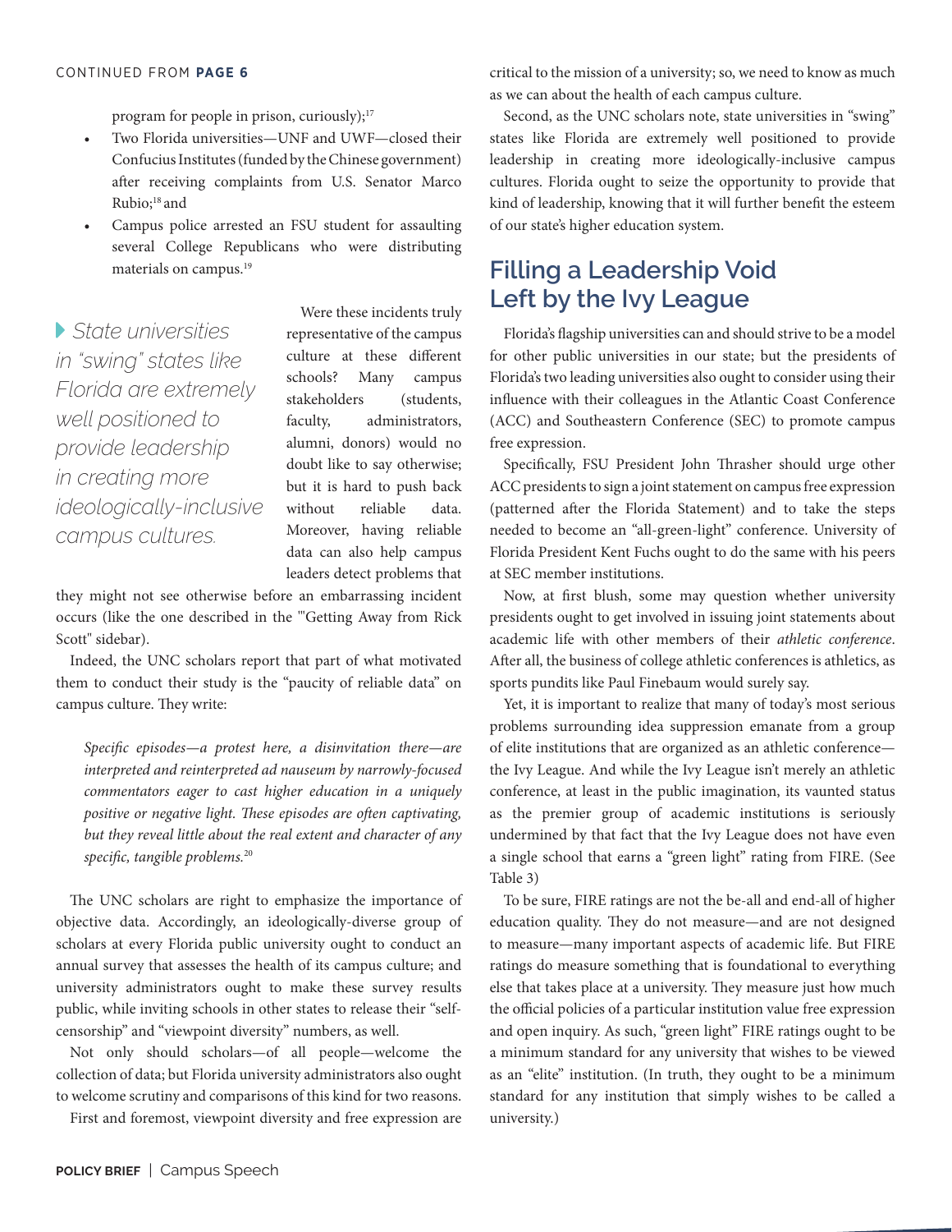program for people in prison, curiously);[17]

- Two Florida universities—UNF and UWF—closed their Confucius Institutes (funded by the Chinese government) after receiving complaints from U.S. Senator Marco Rubio;[18] and
- Campus police arrested an FSU student for assaulting several College Republicans who were distributing materials on campus.[19]

> *State universities in "swing" states like Florida are extremely well positioned to provide leadership in creating more ideologically-inclusive campus cultures.*

Were these incidents truly representative of the campus culture at these different schools? Many campus stakeholders (students, faculty, administrators, alumni, donors) would no doubt like to say otherwise; but it is hard to push back without reliable data. Moreover, having reliable data can also help campus leaders detect problems that they might not see otherwise before an embarrassing incident occurs (like the one described in the "'Getting Away from Rick Scott" sidebar).

Indeed, the UNC scholars report that part of what motivated them to conduct their study is the "paucity of reliable data" on campus culture. They write:

> *Specific episodes—a protest here, a disinvitation there—are interpreted and reinterpreted ad nauseum by narrowly-focused commentators eager to cast higher education in a uniquely positive or negative light. These episodes are often captivating, but they reveal little about the real extent and character of any specific, tangible problems.*[20]

The UNC scholars are right to emphasize the importance of objective data. Accordingly, an ideologically-diverse group of scholars at every Florida public university ought to conduct an annual survey that assesses the health of its campus culture; and university administrators ought to make these survey results public, while inviting schools in other states to release their "self-censorship" and "viewpoint diversity" numbers, as well.

Not only should scholars—of all people—welcome the collection of data; but Florida university administrators also ought to welcome scrutiny and comparisons of this kind for two reasons.

First and foremost, viewpoint diversity and free expression are critical to the mission of a university; so, we need to know as much as we can about the health of each campus culture.

Second, as the UNC scholars note, state universities in "swing" states like Florida are extremely well positioned to provide leadership in creating more ideologically-inclusive campus cultures. Florida ought to seize the opportunity to provide that kind of leadership, knowing that it will further benefit the esteem of our state's higher education system.

## Filling a Leadership Void Left by the Ivy League

Florida's flagship universities can and should strive to be a model for other public universities in our state; but the presidents of Florida's two leading universities also ought to consider using their influence with their colleagues in the Atlantic Coast Conference (ACC) and Southeastern Conference (SEC) to promote campus free expression.

Specifically, FSU President John Thrasher should urge other ACC presidents to sign a joint statement on campus free expression (patterned after the Florida Statement) and to take the steps needed to become an "all-green-light" conference. University of Florida President Kent Fuchs ought to do the same with his peers at SEC member institutions.

Now, at first blush, some may question whether university presidents ought to get involved in issuing joint statements about academic life with other members of their *athletic conference*. After all, the business of college athletic conferences is athletics, as sports pundits like Paul Finebaum would surely say.

Yet, it is important to realize that many of today's most serious problems surrounding idea suppression emanate from a group of elite institutions that are organized as an athletic conference—the Ivy League. And while the Ivy League isn't merely an athletic conference, at least in the public imagination, its vaunted status as the premier group of academic institutions is seriously undermined by that fact that the Ivy League does not have even a single school that earns a "green light" rating from FIRE. (See Table 3)

To be sure, FIRE ratings are not the be-all and end-all of higher education quality. They do not measure—and are not designed to measure—many important aspects of academic life. But FIRE ratings do measure something that is foundational to everything else that takes place at a university. They measure just how much the official policies of a particular institution value free expression and open inquiry. As such, "green light" FIRE ratings ought to be a minimum standard for any university that wishes to be viewed as an "elite" institution. (In truth, they ought to be a minimum standard for any institution that simply wishes to be called a university.)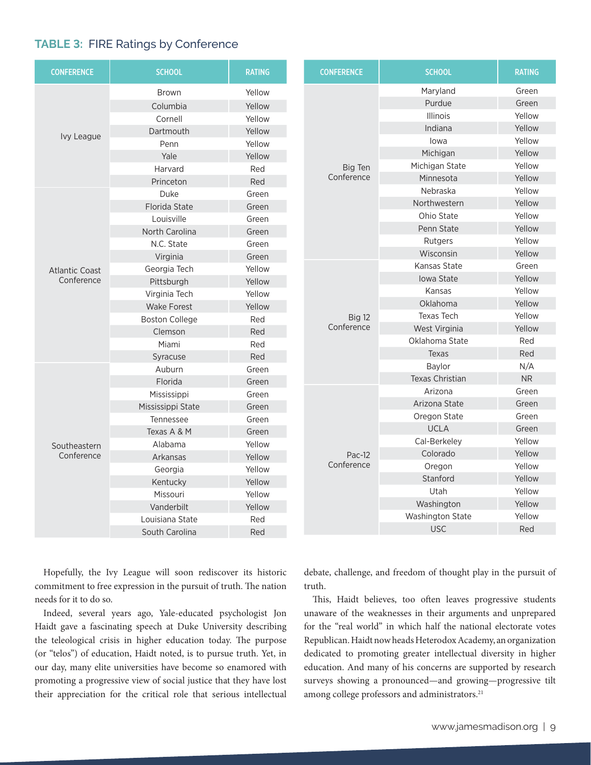## TABLE 3: FIRE Ratings by Conference

| CONFERENCE | SCHOOL | RATING |
|---|---|---|
| Ivy League | Brown | Yellow |
| | Columbia | Yellow |
| | Cornell | Yellow |
| | Dartmouth | Yellow |
| | Penn | Yellow |
| | Yale | Yellow |
| | Harvard | Red |
| | Princeton | Red |
| Atlantic Coast Conference | Duke | Green |
| | Florida State | Green |
| | Louisville | Green |
| | North Carolina | Green |
| | N.C. State | Green |
| | Virginia | Green |
| | Georgia Tech | Yellow |
| | Pittsburgh | Yellow |
| | Virginia Tech | Yellow |
| | Wake Forest | Yellow |
| | Boston College | Red |
| | Clemson | Red |
| | Miami | Red |
| | Syracuse | Red |
| Southeastern Conference | Auburn | Green |
| | Florida | Green |
| | Mississippi | Green |
| | Mississippi State | Green |
| | Tennessee | Green |
| | Texas A & M | Green |
| | Alabama | Yellow |
| | Arkansas | Yellow |
| | Georgia | Yellow |
| | Kentucky | Yellow |
| | Missouri | Yellow |
| | Vanderbilt | Yellow |
| | Louisiana State | Red |
| | South Carolina | Red |

| CONFERENCE | SCHOOL | RATING |
|---|---|---|
| Big Ten Conference | Maryland | Green |
| | Purdue | Green |
| | Illinois | Yellow |
| | Indiana | Yellow |
| | Iowa | Yellow |
| | Michigan | Yellow |
| | Michigan State | Yellow |
| | Minnesota | Yellow |
| | Nebraska | Yellow |
| | Northwestern | Yellow |
| | Ohio State | Yellow |
| | Penn State | Yellow |
| | Rutgers | Yellow |
| | Wisconsin | Yellow |
| Big 12 Conference | Kansas State | Green |
| | Iowa State | Yellow |
| | Kansas | Yellow |
| | Oklahoma | Yellow |
| | Texas Tech | Yellow |
| | West Virginia | Yellow |
| | Oklahoma State | Red |
| | Texas | Red |
| | Baylor | N/A |
| | Texas Christian | NR |
| Pac-12 Conference | Arizona | Green |
| | Arizona State | Green |
| | Oregon State | Green |
| | UCLA | Green |
| | Cal-Berkeley | Yellow |
| | Colorado | Yellow |
| | Oregon | Yellow |
| | Stanford | Yellow |
| | Utah | Yellow |
| | Washington | Yellow |
| | Washington State | Yellow |
| | USC | Red |

Hopefully, the Ivy League will soon rediscover its historic commitment to free expression in the pursuit of truth. The nation needs for it to do so.

Indeed, several years ago, Yale-educated psychologist Jon Haidt gave a fascinating speech at Duke University describing the teleological crisis in higher education today. The purpose (or "telos") of education, Haidt noted, is to pursue truth. Yet, in our day, many elite universities have become so enamored with promoting a progressive view of social justice that they have lost their appreciation for the critical role that serious intellectual debate, challenge, and freedom of thought play in the pursuit of truth.

This, Haidt believes, too often leaves progressive students unaware of the weaknesses in their arguments and unprepared for the "real world" in which half the national electorate votes Republican. Haidt now heads Heterodox Academy, an organization dedicated to promoting greater intellectual diversity in higher education. And many of his concerns are supported by research surveys showing a pronounced—and growing—progressive tilt among college professors and administrators.[21]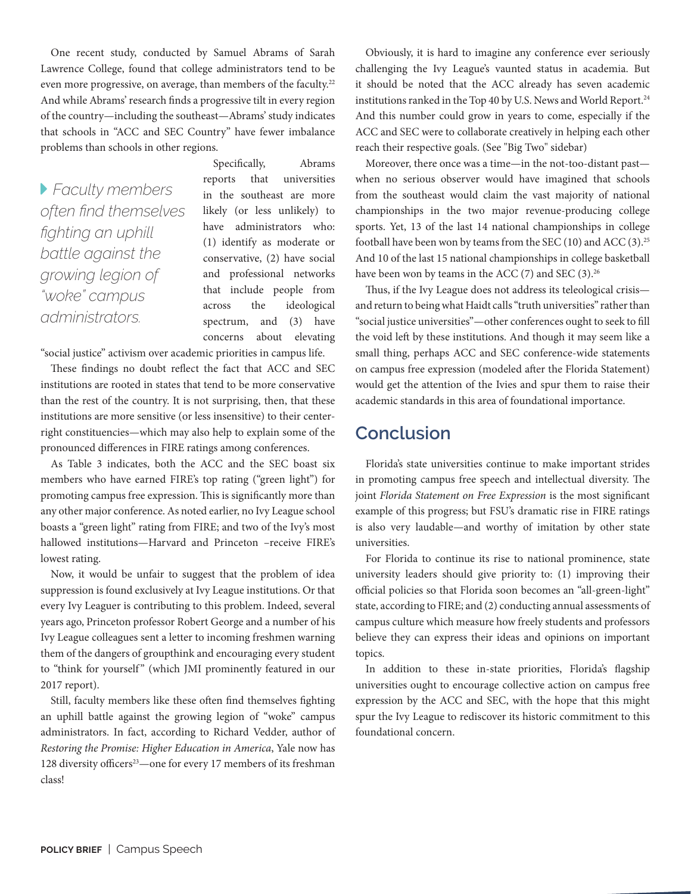One recent study, conducted by Samuel Abrams of Sarah Lawrence College, found that college administrators tend to be even more progressive, on average, than members of the faculty.[22] And while Abrams' research finds a progressive tilt in every region of the country—including the southeast—Abrams' study indicates that schools in "ACC and SEC Country" have fewer imbalance problems than schools in other regions.

*Faculty members often find themselves fighting an uphill battle against the growing legion of "woke" campus administrators.*

Specifically, Abrams reports that universities in the southeast are more likely (or less unlikely) to have administrators who: (1) identify as moderate or conservative, (2) have social and professional networks that include people from across the ideological spectrum, and (3) have concerns about elevating "social justice" activism over academic priorities in campus life.

These findings no doubt reflect the fact that ACC and SEC institutions are rooted in states that tend to be more conservative than the rest of the country. It is not surprising, then, that these institutions are more sensitive (or less insensitive) to their center-right constituencies—which may also help to explain some of the pronounced differences in FIRE ratings among conferences.

As Table 3 indicates, both the ACC and the SEC boast six members who have earned FIRE's top rating ("green light") for promoting campus free expression. This is significantly more than any other major conference. As noted earlier, no Ivy League school boasts a "green light" rating from FIRE; and two of the Ivy's most hallowed institutions—Harvard and Princeton –receive FIRE's lowest rating.

Now, it would be unfair to suggest that the problem of idea suppression is found exclusively at Ivy League institutions. Or that every Ivy Leaguer is contributing to this problem. Indeed, several years ago, Princeton professor Robert George and a number of his Ivy League colleagues sent a letter to incoming freshmen warning them of the dangers of groupthink and encouraging every student to "think for yourself" (which JMI prominently featured in our 2017 report).

Still, faculty members like these often find themselves fighting an uphill battle against the growing legion of "woke" campus administrators. In fact, according to Richard Vedder, author of *Restoring the Promise: Higher Education in America*, Yale now has 128 diversity officers[23]—one for every 17 members of its freshman class!

Obviously, it is hard to imagine any conference ever seriously challenging the Ivy League's vaunted status in academia. But it should be noted that the ACC already has seven academic institutions ranked in the Top 40 by U.S. News and World Report.[24] And this number could grow in years to come, especially if the ACC and SEC were to collaborate creatively in helping each other reach their respective goals. (See "Big Two" sidebar)

Moreover, there once was a time—in the not-too-distant past—when no serious observer would have imagined that schools from the southeast would claim the vast majority of national championships in the two major revenue-producing college sports. Yet, 13 of the last 14 national championships in college football have been won by teams from the SEC (10) and ACC (3).[25] And 10 of the last 15 national championships in college basketball have been won by teams in the ACC (7) and SEC (3).[26]

Thus, if the Ivy League does not address its teleological crisis—and return to being what Haidt calls "truth universities" rather than "social justice universities"—other conferences ought to seek to fill the void left by these institutions. And though it may seem like a small thing, perhaps ACC and SEC conference-wide statements on campus free expression (modeled after the Florida Statement) would get the attention of the Ivies and spur them to raise their academic standards in this area of foundational importance.

## Conclusion

Florida's state universities continue to make important strides in promoting campus free speech and intellectual diversity. The joint *Florida Statement on Free Expression* is the most significant example of this progress; but FSU's dramatic rise in FIRE ratings is also very laudable—and worthy of imitation by other state universities.

For Florida to continue its rise to national prominence, state university leaders should give priority to: (1) improving their official policies so that Florida soon becomes an "all-green-light" state, according to FIRE; and (2) conducting annual assessments of campus culture which measure how freely students and professors believe they can express their ideas and opinions on important topics.

In addition to these in-state priorities, Florida's flagship universities ought to encourage collective action on campus free expression by the ACC and SEC, with the hope that this might spur the Ivy League to rediscover its historic commitment to this foundational concern.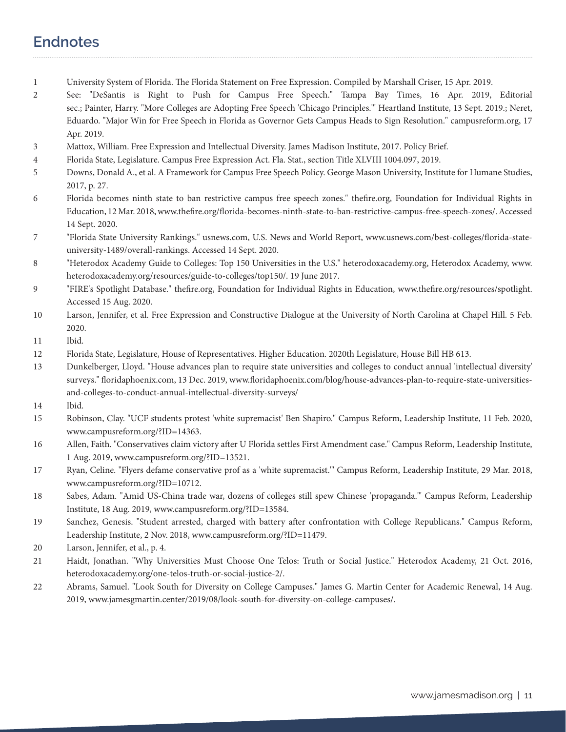## Endnotes

1. University System of Florida. The Florida Statement on Free Expression. Compiled by Marshall Criser, 15 Apr. 2019.
2. See: "DeSantis is Right to Push for Campus Free Speech." Tampa Bay Times, 16 Apr. 2019, Editorial sec.; Painter, Harry. "More Colleges are Adopting Free Speech 'Chicago Principles.'" Heartland Institute, 13 Sept. 2019.; Neret, Eduardo. "Major Win for Free Speech in Florida as Governor Gets Campus Heads to Sign Resolution." campusreform.org, 17 Apr. 2019.
3. Mattox, William. Free Expression and Intellectual Diversity. James Madison Institute, 2017. Policy Brief.
4. Florida State, Legislature. Campus Free Expression Act. Fla. Stat., section Title XLVIII 1004.097, 2019.
5. Downs, Donald A., et al. A Framework for Campus Free Speech Policy. George Mason University, Institute for Humane Studies, 2017, p. 27.
6. Florida becomes ninth state to ban restrictive campus free speech zones." thefire.org, Foundation for Individual Rights in Education, 12 Mar. 2018, www.thefire.org/florida-becomes-ninth-state-to-ban-restrictive-campus-free-speech-zones/. Accessed 14 Sept. 2020.
7. "Florida State University Rankings." usnews.com, U.S. News and World Report, www.usnews.com/best-colleges/florida-state-university-1489/overall-rankings. Accessed 14 Sept. 2020.
8. "Heterodox Academy Guide to Colleges: Top 150 Universities in the U.S." heterodoxacademy.org, Heterodox Academy, www.heterodoxacademy.org/resources/guide-to-colleges/top150/. 19 June 2017.
9. "FIRE's Spotlight Database." thefire.org, Foundation for Individual Rights in Education, www.thefire.org/resources/spotlight. Accessed 15 Aug. 2020.
10. Larson, Jennifer, et al. Free Expression and Constructive Dialogue at the University of North Carolina at Chapel Hill. 5 Feb. 2020.
11. Ibid.
12. Florida State, Legislature, House of Representatives. Higher Education. 2020th Legislature, House Bill HB 613.
13. Dunkelberger, Lloyd. "House advances plan to require state universities and colleges to conduct annual 'intellectual diversity' surveys." floridaphoenix.com, 13 Dec. 2019, www.floridaphoenix.com/blog/house-advances-plan-to-require-state-universities-and-colleges-to-conduct-annual-intellectual-diversity-surveys/
14. Ibid.
15. Robinson, Clay. "UCF students protest 'white supremacist' Ben Shapiro." Campus Reform, Leadership Institute, 11 Feb. 2020, www.campusreform.org/?ID=14363.
16. Allen, Faith. "Conservatives claim victory after U Florida settles First Amendment case." Campus Reform, Leadership Institute, 1 Aug. 2019, www.campusreform.org/?ID=13521.
17. Ryan, Celine. "Flyers defame conservative prof as a 'white supremacist.'" Campus Reform, Leadership Institute, 29 Mar. 2018, www.campusreform.org/?ID=10712.
18. Sabes, Adam. "Amid US-China trade war, dozens of colleges still spew Chinese 'propaganda.'" Campus Reform, Leadership Institute, 18 Aug. 2019, www.campusreform.org/?ID=13584.
19. Sanchez, Genesis. "Student arrested, charged with battery after confrontation with College Republicans." Campus Reform, Leadership Institute, 2 Nov. 2018, www.campusreform.org/?ID=11479.
20. Larson, Jennifer, et al., p. 4.
21. Haidt, Jonathan. "Why Universities Must Choose One Telos: Truth or Social Justice." Heterodox Academy, 21 Oct. 2016, heterodoxacademy.org/one-telos-truth-or-social-justice-2/.
22. Abrams, Samuel. "Look South for Diversity on College Campuses." James G. Martin Center for Academic Renewal, 14 Aug. 2019, www.jamesgmartin.center/2019/08/look-south-for-diversity-on-college-campuses/.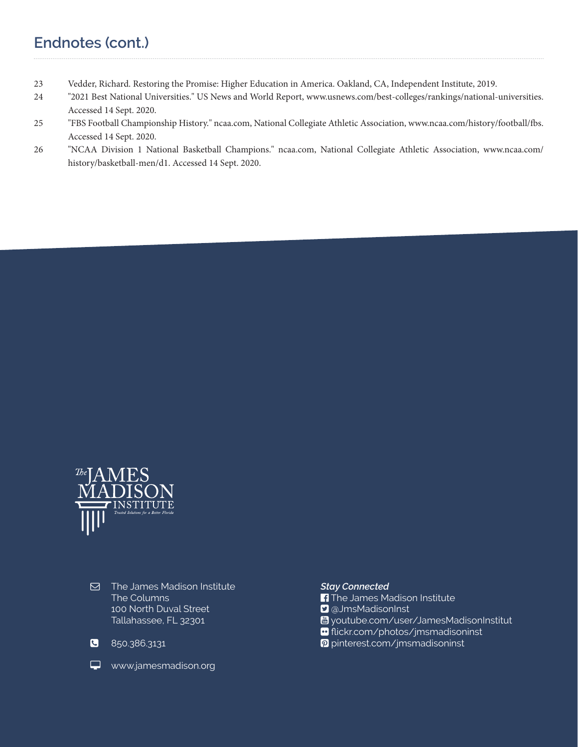## Endnotes (cont.)

23 Vedder, Richard. Restoring the Promise: Higher Education in America. Oakland, CA, Independent Institute, 2019.

24 "2021 Best National Universities." US News and World Report, www.usnews.com/best-colleges/rankings/national-universities. Accessed 14 Sept. 2020.

25 "FBS Football Championship History." ncaa.com, National Collegiate Athletic Association, www.ncaa.com/history/football/fbs. Accessed 14 Sept. 2020.

26 "NCAA Division 1 National Basketball Champions." ncaa.com, National Collegiate Athletic Association, www.ncaa.com/history/basketball-men/d1. Accessed 14 Sept. 2020.

The JAMES MADISON INSTITUTE
*Trusted Solutions for a Better Florida*

The James Madison Institute
The Columns
100 North Duval Street
Tallahassee, FL 32301

850.386.3131

www.jamesmadison.org

***Stay Connected***

The James Madison Institute
@JmsMadisonInst
youtube.com/user/JamesMadisonInstitut
flickr.com/photos/jmsmadisoninst
pinterest.com/jmsmadisoninst